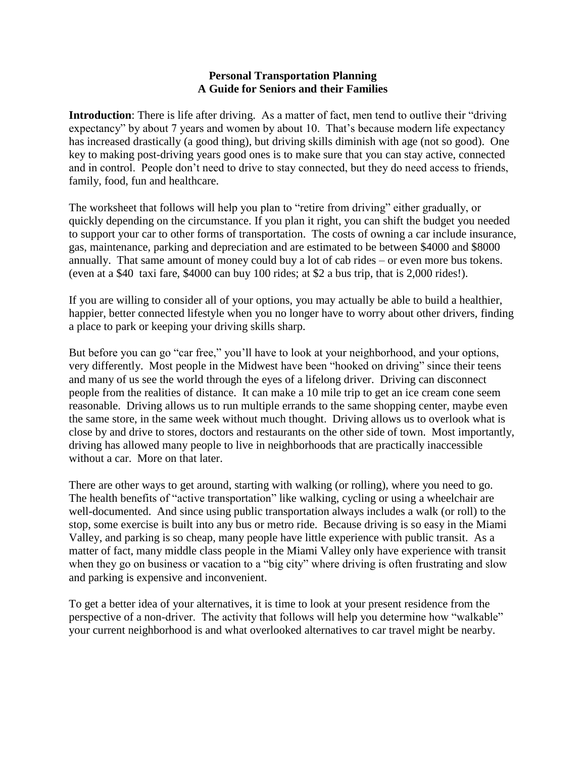**Personal Transportation Planning**
**A Guide for Seniors and their Families**

**Introduction**: There is life after driving. As a matter of fact, men tend to outlive their "driving expectancy" by about 7 years and women by about 10. That's because modern life expectancy has increased drastically (a good thing), but driving skills diminish with age (not so good). One key to making post-driving years good ones is to make sure that you can stay active, connected and in control. People don't need to drive to stay connected, but they do need access to friends, family, food, fun and healthcare.

The worksheet that follows will help you plan to "retire from driving" either gradually, or quickly depending on the circumstance. If you plan it right, you can shift the budget you needed to support your car to other forms of transportation. The costs of owning a car include insurance, gas, maintenance, parking and depreciation and are estimated to be between $4000 and $8000 annually. That same amount of money could buy a lot of cab rides – or even more bus tokens. (even at a $40 taxi fare, $4000 can buy 100 rides; at $2 a bus trip, that is 2,000 rides!).

If you are willing to consider all of your options, you may actually be able to build a healthier, happier, better connected lifestyle when you no longer have to worry about other drivers, finding a place to park or keeping your driving skills sharp.

But before you can go "car free," you'll have to look at your neighborhood, and your options, very differently. Most people in the Midwest have been "hooked on driving" since their teens and many of us see the world through the eyes of a lifelong driver. Driving can disconnect people from the realities of distance. It can make a 10 mile trip to get an ice cream cone seem reasonable. Driving allows us to run multiple errands to the same shopping center, maybe even the same store, in the same week without much thought. Driving allows us to overlook what is close by and drive to stores, doctors and restaurants on the other side of town. Most importantly, driving has allowed many people to live in neighborhoods that are practically inaccessible without a car. More on that later.

There are other ways to get around, starting with walking (or rolling), where you need to go. The health benefits of "active transportation" like walking, cycling or using a wheelchair are well-documented. And since using public transportation always includes a walk (or roll) to the stop, some exercise is built into any bus or metro ride. Because driving is so easy in the Miami Valley, and parking is so cheap, many people have little experience with public transit. As a matter of fact, many middle class people in the Miami Valley only have experience with transit when they go on business or vacation to a "big city" where driving is often frustrating and slow and parking is expensive and inconvenient.

To get a better idea of your alternatives, it is time to look at your present residence from the perspective of a non-driver. The activity that follows will help you determine how "walkable" your current neighborhood is and what overlooked alternatives to car travel might be nearby.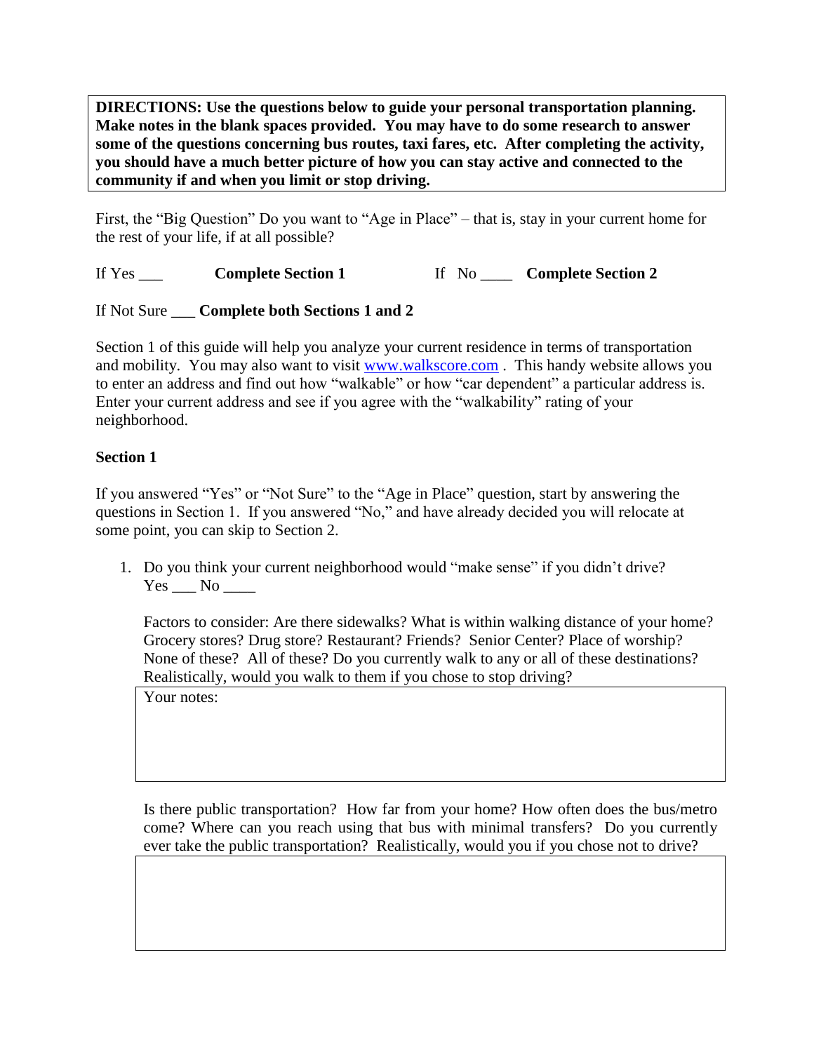**DIRECTIONS: Use the questions below to guide your personal transportation planning. Make notes in the blank spaces provided. You may have to do some research to answer some of the questions concerning bus routes, taxi fares, etc. After completing the activity, you should have a much better picture of how you can stay active and connected to the community if and when you limit or stop driving.**

First, the "Big Question" Do you want to "Age in Place" – that is, stay in your current home for the rest of your life, if at all possible?

If Yes ___ **Complete Section 1** If No ____ **Complete Section 2**

If Not Sure ___ **Complete both Sections 1 and 2**

Section 1 of this guide will help you analyze your current residence in terms of transportation and mobility. You may also want to visit [www.walkscore.com](http://www.walkscore.com) . This handy website allows you to enter an address and find out how "walkable" or how "car dependent" a particular address is. Enter your current address and see if you agree with the "walkability" rating of your neighborhood.

**Section 1**

If you answered "Yes" or "Not Sure" to the "Age in Place" question, start by answering the questions in Section 1. If you answered "No," and have already decided you will relocate at some point, you can skip to Section 2.

1. Do you think your current neighborhood would "make sense" if you didn't drive?
   Yes ___ No ____

   Factors to consider: Are there sidewalks? What is within walking distance of your home? Grocery stores? Drug store? Restaurant? Friends? Senior Center? Place of worship? None of these? All of these? Do you currently walk to any or all of these destinations? Realistically, would you walk to them if you chose to stop driving?

   | Your notes: |
   |---|
   | |

   Is there public transportation? How far from your home? How often does the bus/metro come? Where can you reach using that bus with minimal transfers? Do you currently ever take the public transportation? Realistically, would you if you chose not to drive?

   | |
   |---|
   | |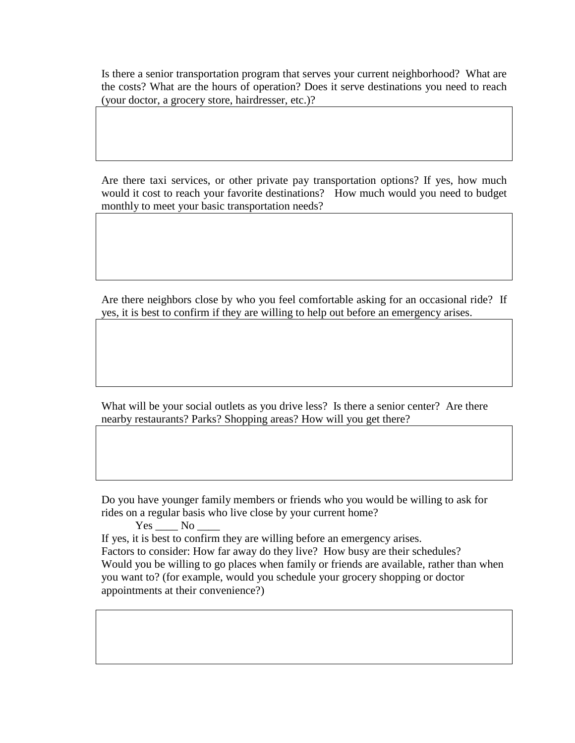Is there a senior transportation program that serves your current neighborhood? What are the costs? What are the hours of operation? Does it serve destinations you need to reach (your doctor, a grocery store, hairdresser, etc.)?

Are there taxi services, or other private pay transportation options? If yes, how much would it cost to reach your favorite destinations? How much would you need to budget monthly to meet your basic transportation needs?

Are there neighbors close by who you feel comfortable asking for an occasional ride? If yes, it is best to confirm if they are willing to help out before an emergency arises.

What will be your social outlets as you drive less? Is there a senior center? Are there nearby restaurants? Parks? Shopping areas? How will you get there?

Do you have younger family members or friends who you would be willing to ask for rides on a regular basis who live close by your current home?

Yes ____ No ____

If yes, it is best to confirm they are willing before an emergency arises.
Factors to consider: How far away do they live? How busy are their schedules?
Would you be willing to go places when family or friends are available, rather than when you want to? (for example, would you schedule your grocery shopping or doctor appointments at their convenience?)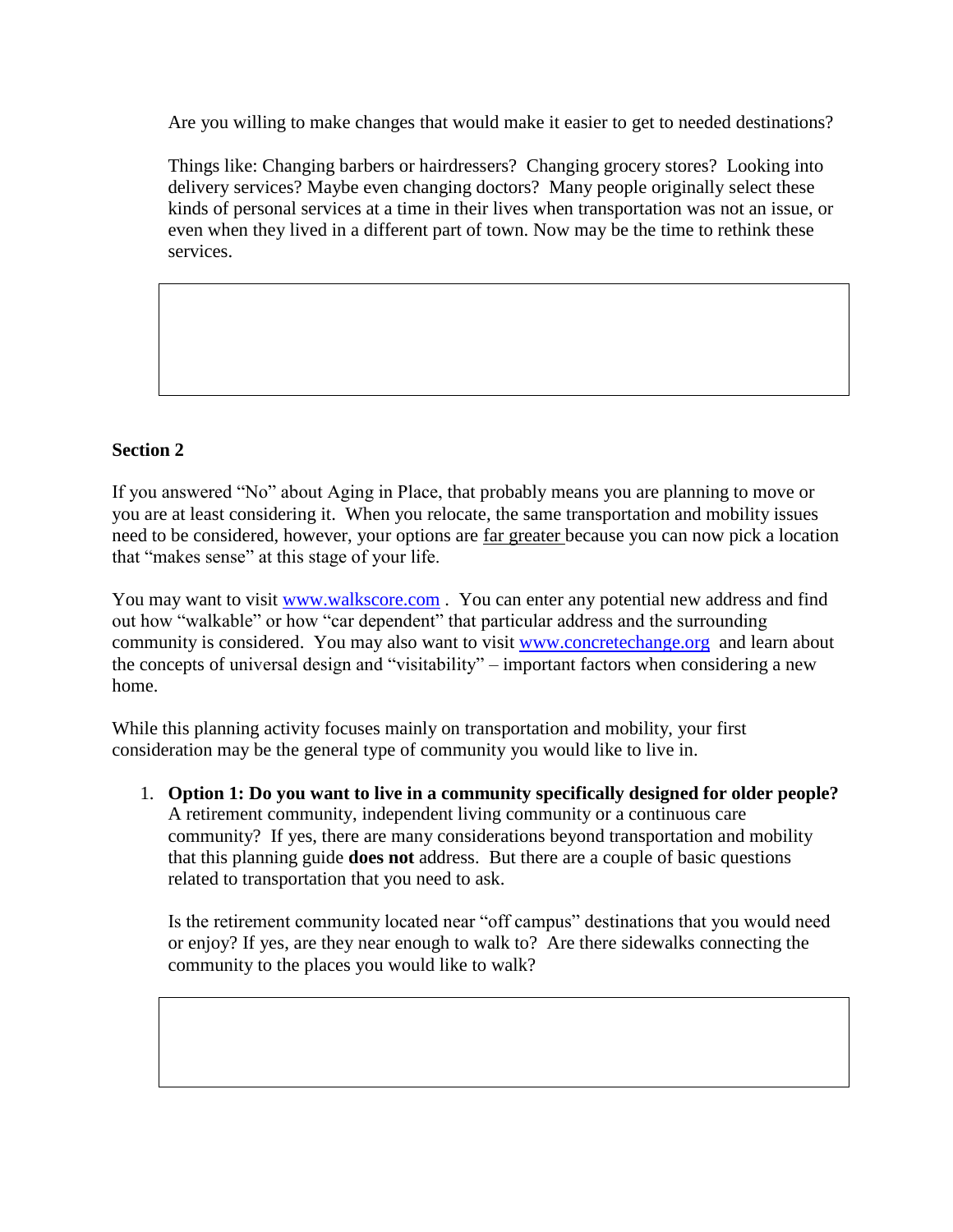Are you willing to make changes that would make it easier to get to needed destinations?

Things like: Changing barbers or hairdressers? Changing grocery stores? Looking into delivery services? Maybe even changing doctors? Many people originally select these kinds of personal services at a time in their lives when transportation was not an issue, or even when they lived in a different part of town. Now may be the time to rethink these services.

**Section 2**

If you answered "No" about Aging in Place, that probably means you are planning to move or you are at least considering it. When you relocate, the same transportation and mobility issues need to be considered, however, your options are far greater because you can now pick a location that "makes sense" at this stage of your life.

You may want to visit www.walkscore.com . You can enter any potential new address and find out how "walkable" or how "car dependent" that particular address and the surrounding community is considered. You may also want to visit www.concretechange.org and learn about the concepts of universal design and "visitability" – important factors when considering a new home.

While this planning activity focuses mainly on transportation and mobility, your first consideration may be the general type of community you would like to live in.

1. **Option 1: Do you want to live in a community specifically designed for older people?** A retirement community, independent living community or a continuous care community? If yes, there are many considerations beyond transportation and mobility that this planning guide **does not** address. But there are a couple of basic questions related to transportation that you need to ask.

   Is the retirement community located near "off campus" destinations that you would need or enjoy? If yes, are they near enough to walk to? Are there sidewalks connecting the community to the places you would like to walk?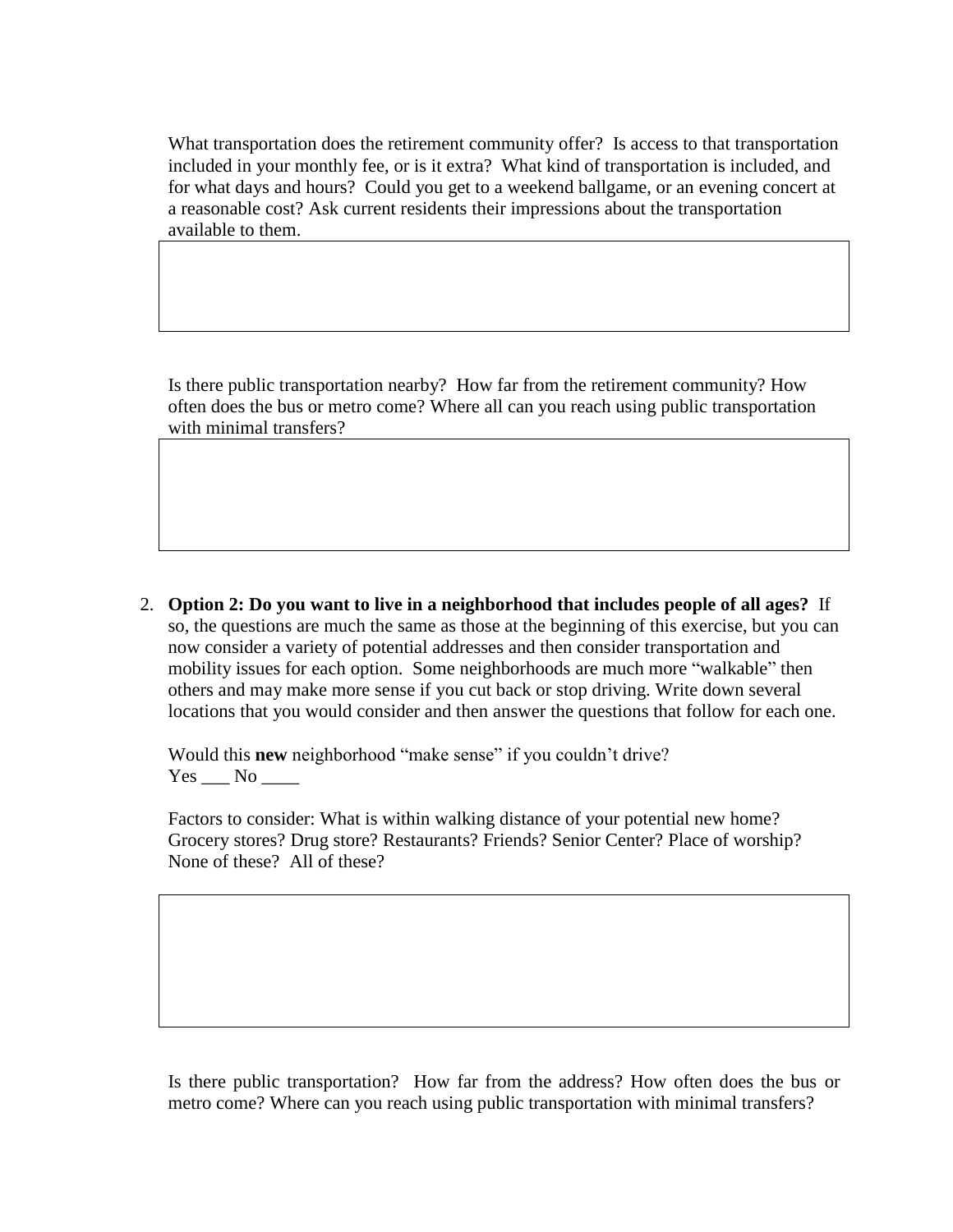What transportation does the retirement community offer? Is access to that transportation included in your monthly fee, or is it extra? What kind of transportation is included, and for what days and hours? Could you get to a weekend ballgame, or an evening concert at a reasonable cost? Ask current residents their impressions about the transportation available to them.

| |
|---|
| |

Is there public transportation nearby? How far from the retirement community? How often does the bus or metro come? Where all can you reach using public transportation with minimal transfers?

| |
|---|
| |

2. **Option 2: Do you want to live in a neighborhood that includes people of all ages?** If so, the questions are much the same as those at the beginning of this exercise, but you can now consider a variety of potential addresses and then consider transportation and mobility issues for each option. Some neighborhoods are much more "walkable" then others and may make more sense if you cut back or stop driving. Write down several locations that you would consider and then answer the questions that follow for each one.

   Would this **new** neighborhood "make sense" if you couldn't drive?
   Yes ___ No ____

   Factors to consider: What is within walking distance of your potential new home? Grocery stores? Drug store? Restaurants? Friends? Senior Center? Place of worship? None of these? All of these?

   | |
   |---|
   | |

   Is there public transportation? How far from the address? How often does the bus or metro come? Where can you reach using public transportation with minimal transfers?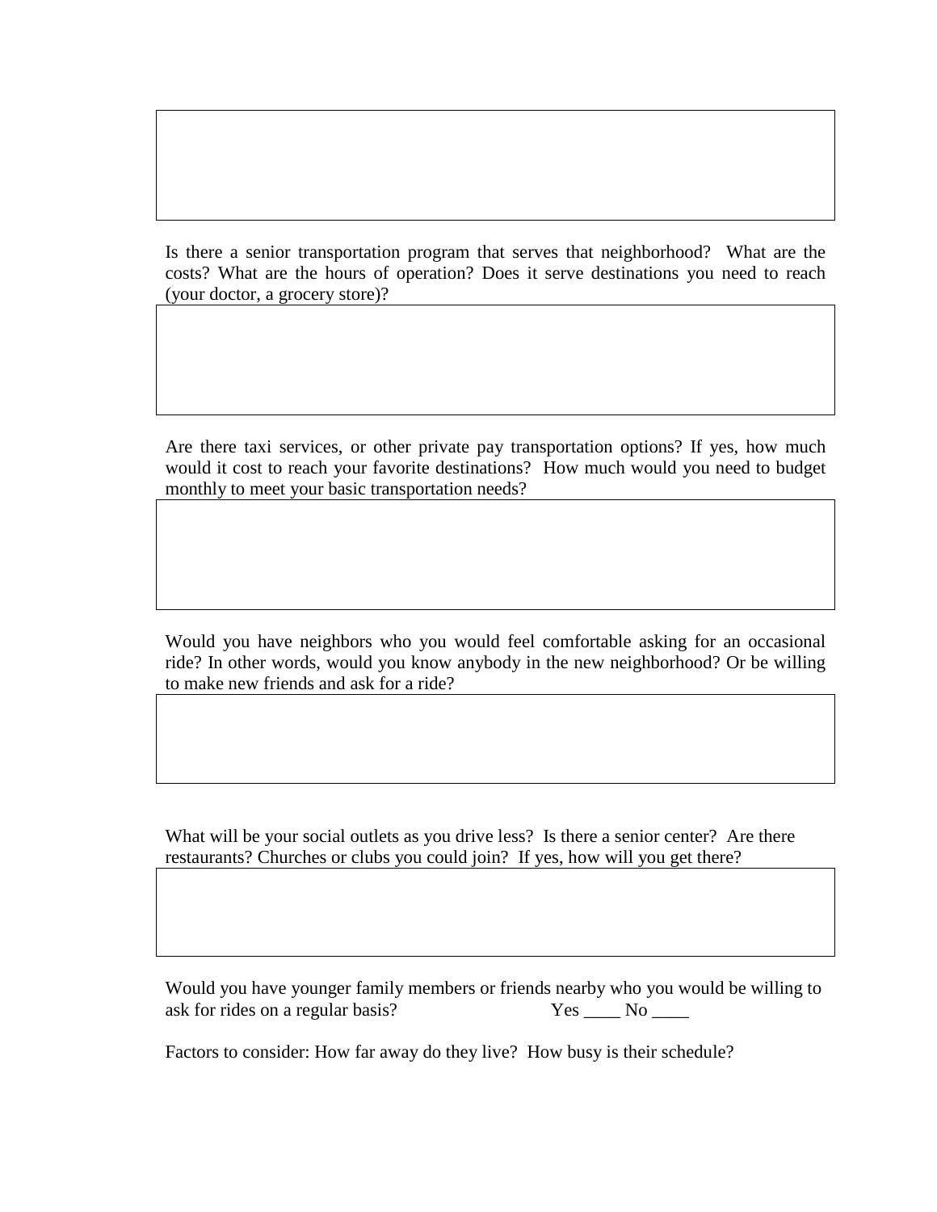Is there a senior transportation program that serves that neighborhood? What are the costs? What are the hours of operation? Does it serve destinations you need to reach (your doctor, a grocery store)?

Are there taxi services, or other private pay transportation options? If yes, how much would it cost to reach your favorite destinations? How much would you need to budget monthly to meet your basic transportation needs?

Would you have neighbors who you would feel comfortable asking for an occasional ride? In other words, would you know anybody in the new neighborhood? Or be willing to make new friends and ask for a ride?

What will be your social outlets as you drive less? Is there a senior center? Are there restaurants? Churches or clubs you could join? If yes, how will you get there?

Would you have younger family members or friends nearby who you would be willing to ask for rides on a regular basis? Yes ____ No ____

Factors to consider: How far away do they live? How busy is their schedule?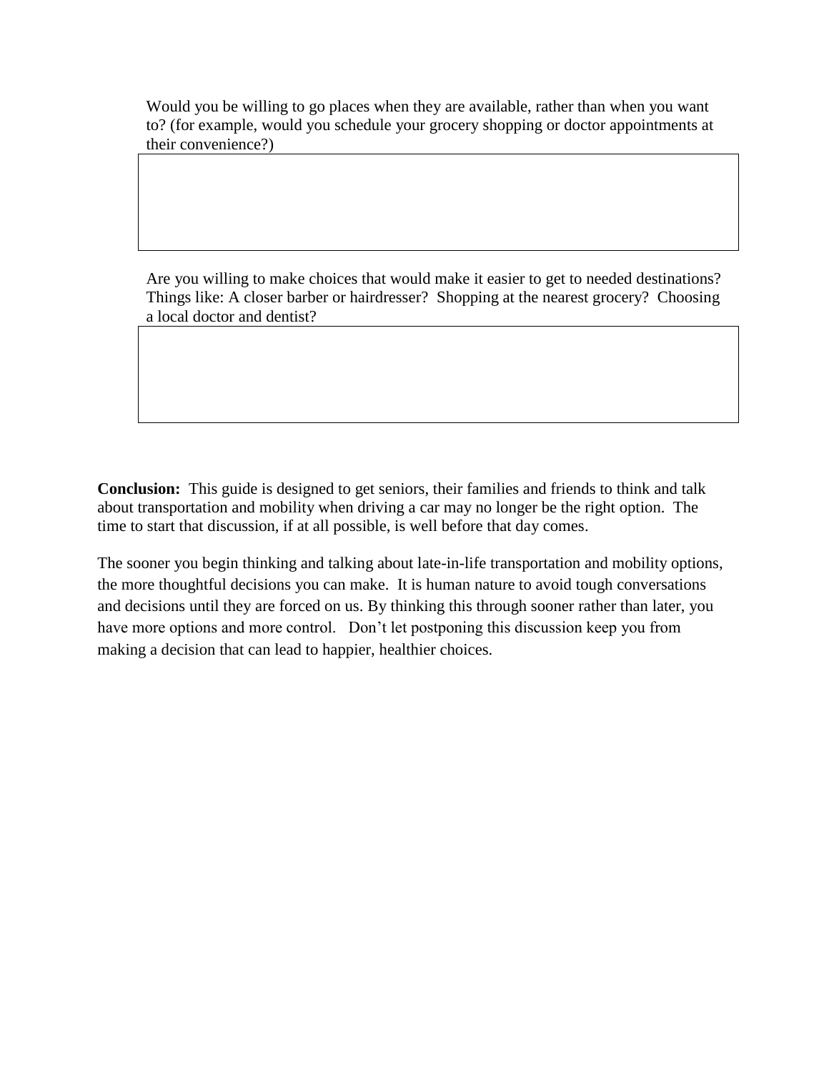Would you be willing to go places when they are available, rather than when you want to? (for example, would you schedule your grocery shopping or doctor appointments at their convenience?)

| |
|---|
| |

Are you willing to make choices that would make it easier to get to needed destinations? Things like: A closer barber or hairdresser? Shopping at the nearest grocery? Choosing a local doctor and dentist?

| |
|---|
| |

**Conclusion:** This guide is designed to get seniors, their families and friends to think and talk about transportation and mobility when driving a car may no longer be the right option. The time to start that discussion, if at all possible, is well before that day comes.

The sooner you begin thinking and talking about late-in-life transportation and mobility options, the more thoughtful decisions you can make. It is human nature to avoid tough conversations and decisions until they are forced on us. By thinking this through sooner rather than later, you have more options and more control. Don't let postponing this discussion keep you from making a decision that can lead to happier, healthier choices.